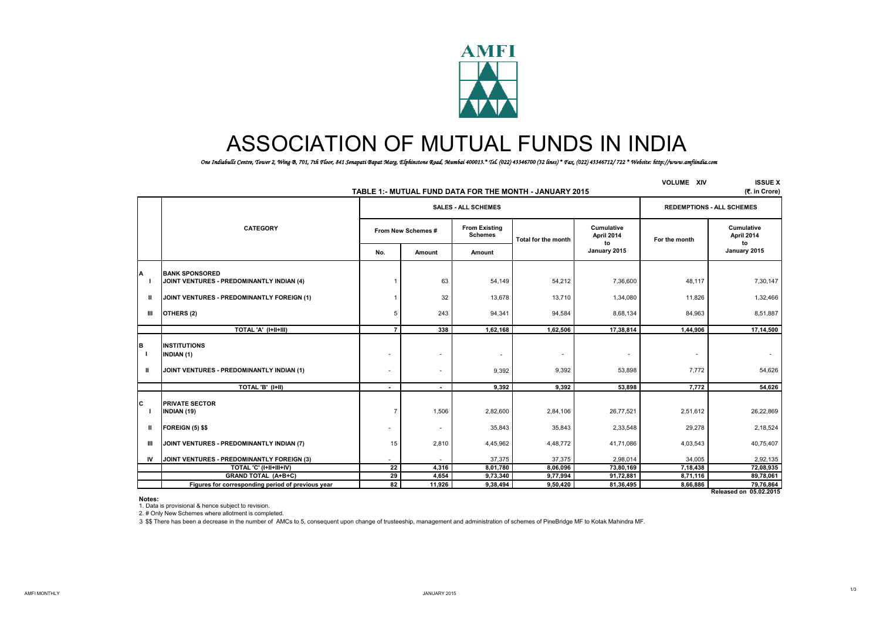# ASSOCIATION OF MUTUAL FUNDS IN INDIA

*One Indiabulls Centre, Tower 2, Wing B, 701, 7th Floor, 841 Senapati Bapat Marg, Elphinstone Road, Mumbai 400013.\* Tel. (022) 43346700 (32 lines) \* Fax, (022) 43346712/ 722 \* Website: http://www.amfiindia.com*

VOLUME XIV ISSUE X

## TABLE 1:- MUTUAL FUND DATA FOR THE MONTH - JANUARY 2015

(₹. in Crore)

| | CATEGORY | SALES - ALL SCHEMES | | | | | REDEMPTIONS - ALL SCHEMES | |
|---|---|---|---|---|---|---|---|---|
| | | From New Schemes # | | From Existing Schemes | Total for the month | Cumulative April 2014 to January 2015 | For the month | Cumulative April 2014 to January 2015 |
| | | No. | Amount | Amount | | | | |
| **A** | **BANK SPONSORED** | | | | | | | |
| I | JOINT VENTURES - PREDOMINANTLY INDIAN (4) | 1 | 63 | 54,149 | 54,212 | 7,36,600 | 48,117 | 7,30,147 |
| II | JOINT VENTURES - PREDOMINANTLY FOREIGN (1) | 1 | 32 | 13,678 | 13,710 | 1,34,080 | 11,826 | 1,32,466 |
| III | OTHERS (2) | 5 | 243 | 94,341 | 94,584 | 8,68,134 | 84,963 | 8,51,887 |
| | **TOTAL 'A' (I+II+III)** | **7** | **338** | **1,62,168** | **1,62,506** | **17,38,814** | **1,44,906** | **17,14,500** |
| **B** | **INSTITUTIONS** | | | | | | | |
| I | INDIAN (1) | - | - | - | - | - | - | - |
| II | JOINT VENTURES - PREDOMINANTLY INDIAN (1) | - | - | 9,392 | 9,392 | 53,898 | 7,772 | 54,626 |
| | **TOTAL 'B' (I+II)** | **-** | **-** | **9,392** | **9,392** | **53,898** | **7,772** | **54,626** |
| **C** | **PRIVATE SECTOR** | | | | | | | |
| I | INDIAN (19) | 7 | 1,506 | 2,82,600 | 2,84,106 | 26,77,521 | 2,51,612 | 26,22,869 |
| II | FOREIGN (5) $$ | - | - | 35,843 | 35,843 | 2,33,548 | 29,278 | 2,18,524 |
| III | JOINT VENTURES - PREDOMINANTLY INDIAN (7) | 15 | 2,810 | 4,45,962 | 4,48,772 | 41,71,086 | 4,03,543 | 40,75,407 |
| IV | JOINT VENTURES - PREDOMINANTLY FOREIGN (3) | - | - | 37,375 | 37,375 | 2,98,014 | 34,005 | 2,92,135 |
| | **TOTAL 'C' (I+II+III+IV)** | **22** | **4,316** | **8,01,780** | **8,06,096** | **73,80,169** | **7,18,438** | **72,08,935** |
| | **GRAND TOTAL (A+B+C)** | **29** | **4,654** | **9,73,340** | **9,77,994** | **91,72,881** | **8,71,116** | **89,78,061** |
| | **Figures for corresponding period of previous year** | **82** | **11,926** | **9,38,494** | **9,50,420** | **81,36,495** | **8,66,886** | **79,76,864** |

**Released on 05.02.2015**

**Notes:**

1. Data is provisional & hence subject to revision.
2. # Only New Schemes where allotment is completed.
3. $$ There has been a decrease in the number of AMCs to 5, consequent upon change of trusteeship, management and administration of schemes of PineBridge MF to Kotak Mahindra MF.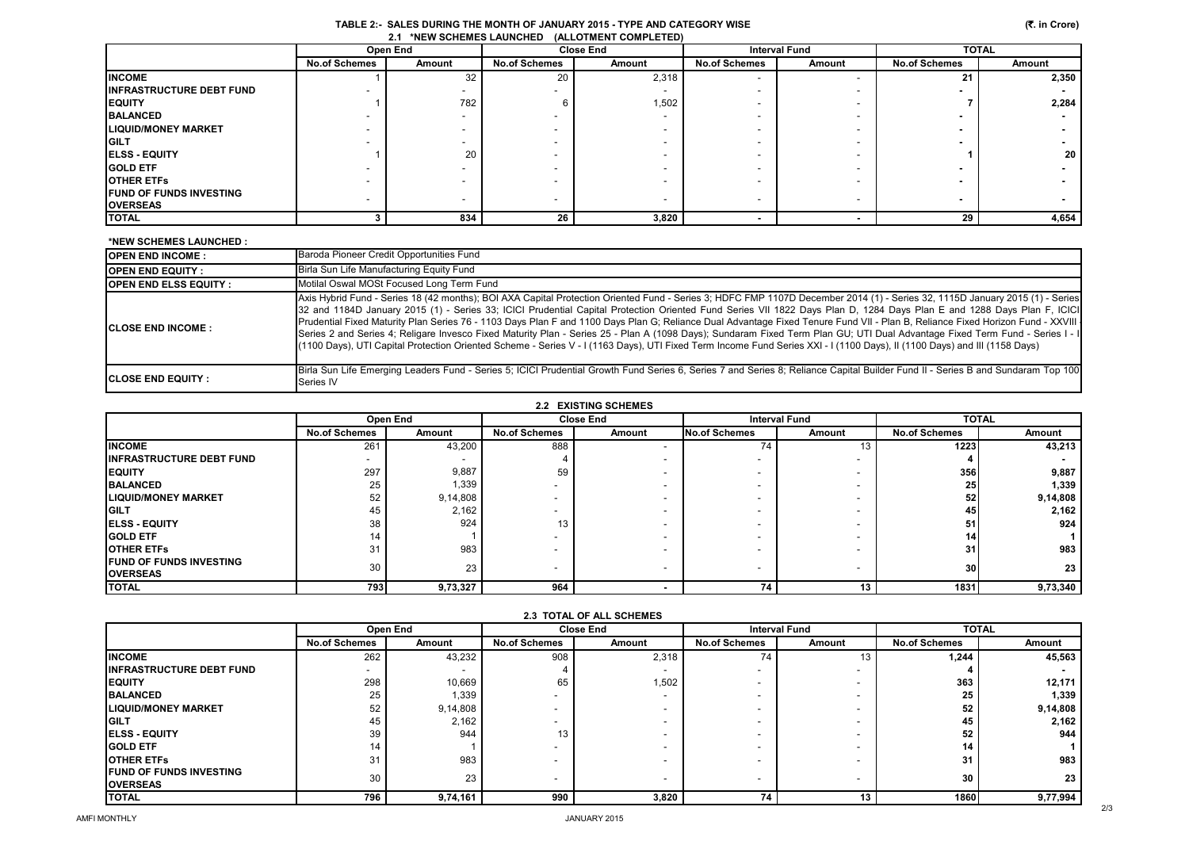# TABLE 2:- SALES DURING THE MONTH OF JANUARY 2015 - TYPE AND CATEGORY WISE

(₹. in Crore)

## 2.1 *NEW SCHEMES LAUNCHED (ALLOTMENT COMPLETED)

| | Open End | | Close End | | Interval Fund | | TOTAL | |
|---|---|---|---|---|---|---|---|---|
| | No.of Schemes | Amount | No.of Schemes | Amount | No.of Schemes | Amount | No.of Schemes | Amount |
| **INCOME** | 1 | 32 | 20 | 2,318 | - | - | **21** | **2,350** |
| **INFRASTRUCTURE DEBT FUND** | - | - | - | - | - | - | **-** | **-** |
| **EQUITY** | 1 | 782 | 6 | 1,502 | - | - | **7** | **2,284** |
| **BALANCED** | - | - | - | - | - | - | **-** | **-** |
| **LIQUID/MONEY MARKET** | - | - | - | - | - | - | **-** | **-** |
| **GILT** | - | - | - | - | - | - | **-** | **-** |
| **ELSS - EQUITY** | 1 | 20 | - | - | - | - | **1** | **20** |
| **GOLD ETF** | - | - | - | - | - | - | **-** | **-** |
| **OTHER ETFs** | - | - | - | - | - | - | **-** | **-** |
| **FUND OF FUNDS INVESTING OVERSEAS** | - | - | - | - | - | - | **-** | **-** |
| **TOTAL** | **3** | **834** | **26** | **3,820** | **-** | **-** | **29** | **4,654** |

**\*NEW SCHEMES LAUNCHED :**

| | |
|---|---|
| **OPEN END INCOME :** | Baroda Pioneer Credit Opportunities Fund |
| **OPEN END EQUITY :** | Birla Sun Life Manufacturing Equity Fund |
| **OPEN END ELSS EQUITY :** | Motilal Oswal MOSt Focused Long Term Fund |
| **CLOSE END INCOME :** | Axis Hybrid Fund - Series 18 (42 months); BOI AXA Capital Protection Oriented Fund - Series 3; HDFC FMP 1107D December 2014 (1) - Series 32, 1115D January 2015 (1) - Series 32 and 1184D January 2015 (1) - Series 33; ICICI Prudential Capital Protection Oriented Fund Series VII 1822 Days Plan D, 1284 Days Plan E and 1288 Days Plan F, ICICI Prudential Fixed Maturity Plan Series 76 - 1103 Days Plan F and 1100 Days Plan G; Reliance Dual Advantage Fixed Tenure Fund VII - Plan B, Reliance Fixed Horizon Fund - XXVIII - Series 2 and Series 4; Religare Invesco Fixed Maturity Plan - Series 25 - Plan A (1098 Days); Sundaram Fixed Term Plan GU; UTI Dual Advantage Fixed Term Fund - Series I - I (1100 Days), UTI Capital Protection Oriented Scheme - Series V - I (1163 Days), UTI Fixed Term Income Fund Series XXI - I (1100 Days), II (1100 Days) and III (1158 Days) |
| **CLOSE END EQUITY :** | Birla Sun Life Emerging Leaders Fund - Series 5; ICICI Prudential Growth Fund Series 6, Series 7 and Series 8; Reliance Capital Builder Fund II - Series B and Sundaram Top 100 Series IV |

## 2.2 EXISTING SCHEMES

| | Open End | | Close End | | Interval Fund | | TOTAL | |
|---|---|---|---|---|---|---|---|---|
| | No.of Schemes | Amount | No.of Schemes | Amount | No.of Schemes | Amount | No.of Schemes | Amount |
| **INCOME** | 261 | 43,200 | 888 | - | 74 | 13 | **1223** | **43,213** |
| **INFRASTRUCTURE DEBT FUND** | - | - | 4 | - | - | - | **4** | **-** |
| **EQUITY** | 297 | 9,887 | 59 | - | - | - | **356** | **9,887** |
| **BALANCED** | 25 | 1,339 | - | - | - | - | **25** | **1,339** |
| **LIQUID/MONEY MARKET** | 52 | 9,14,808 | - | - | - | - | **52** | **9,14,808** |
| **GILT** | 45 | 2,162 | - | - | - | - | **45** | **2,162** |
| **ELSS - EQUITY** | 38 | 924 | 13 | - | - | - | **51** | **924** |
| **GOLD ETF** | 14 | 1 | - | - | - | - | **14** | **1** |
| **OTHER ETFs** | 31 | 983 | - | - | - | - | **31** | **983** |
| **FUND OF FUNDS INVESTING OVERSEAS** | 30 | 23 | - | - | - | - | **30** | **23** |
| **TOTAL** | **793** | **9,73,327** | **964** | **-** | **74** | **13** | **1831** | **9,73,340** |

## 2.3 TOTAL OF ALL SCHEMES

| | Open End | | Close End | | Interval Fund | | TOTAL | |
|---|---|---|---|---|---|---|---|---|
| | No.of Schemes | Amount | No.of Schemes | Amount | No.of Schemes | Amount | No.of Schemes | Amount |
| **INCOME** | 262 | 43,232 | 908 | 2,318 | 74 | 13 | **1,244** | **45,563** |
| **INFRASTRUCTURE DEBT FUND** | - | - | 4 | - | - | - | **4** | **-** |
| **EQUITY** | 298 | 10,669 | 65 | 1,502 | - | - | **363** | **12,171** |
| **BALANCED** | 25 | 1,339 | - | - | - | - | **25** | **1,339** |
| **LIQUID/MONEY MARKET** | 52 | 9,14,808 | - | - | - | - | **52** | **9,14,808** |
| **GILT** | 45 | 2,162 | - | - | - | - | **45** | **2,162** |
| **ELSS - EQUITY** | 39 | 944 | 13 | - | - | - | **52** | **944** |
| **GOLD ETF** | 14 | 1 | - | - | - | - | **14** | **1** |
| **OTHER ETFs** | 31 | 983 | - | - | - | - | **31** | **983** |
| **FUND OF FUNDS INVESTING OVERSEAS** | 30 | 23 | - | - | - | - | **30** | **23** |
| **TOTAL** | **796** | **9,74,161** | **990** | **3,820** | **74** | **13** | **1860** | **9,77,994** |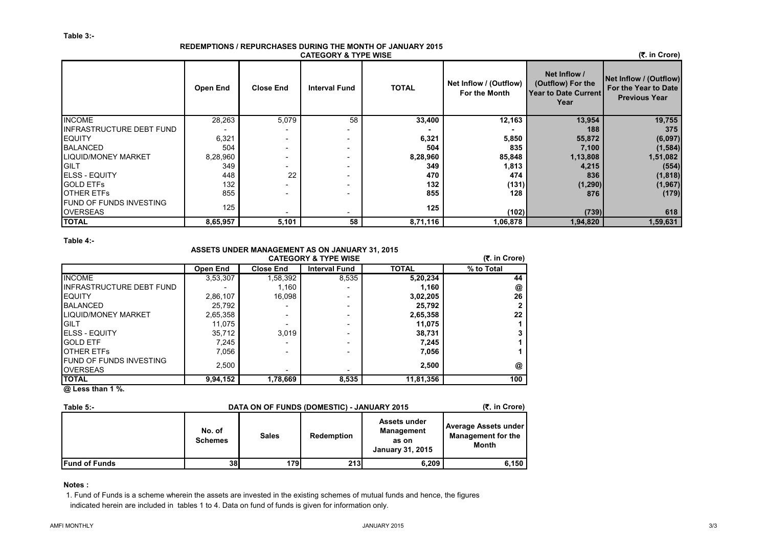**Table 3:-**

**REDEMPTIONS / REPURCHASES DURING THE MONTH OF JANUARY 2015**
**CATEGORY & TYPE WISE**

(₹. in Crore)

| | Open End | Close End | Interval Fund | TOTAL | Net Inflow / (Outflow) For the Month | Net Inflow / (Outflow) For the Year to Date Current Year | Net Inflow / (Outflow) For the Year to Date Previous Year |
|---|---|---|---|---|---|---|---|
| INCOME | 28,263 | 5,079 | 58 | **33,400** | **12,163** | **13,954** | **19,755** |
| INFRASTRUCTURE DEBT FUND | - | - | - | **-** | **-** | **188** | **375** |
| EQUITY | 6,321 | - | - | **6,321** | **5,850** | **55,872** | **(6,097)** |
| BALANCED | 504 | - | - | **504** | **835** | **7,100** | **(1,584)** |
| LIQUID/MONEY MARKET | 8,28,960 | - | - | **8,28,960** | **85,848** | **1,13,808** | **1,51,082** |
| GILT | 349 | - | - | **349** | **1,813** | **4,215** | **(554)** |
| ELSS - EQUITY | 448 | 22 | - | **470** | **474** | **836** | **(1,818)** |
| GOLD ETFs | 132 | - | - | **132** | **(131)** | **(1,290)** | **(1,967)** |
| OTHER ETFs | 855 | - | - | **855** | **128** | **876** | **(179)** |
| FUND OF FUNDS INVESTING OVERSEAS | 125 | - | - | **125** | **(102)** | **(739)** | **618** |
| **TOTAL** | **8,65,957** | **5,101** | **58** | **8,71,116** | **1,06,878** | **1,94,820** | **1,59,631** |

**Table 4:-**

**ASSETS UNDER MANAGEMENT AS ON JANUARY 31, 2015**
**CATEGORY & TYPE WISE**

(₹. in Crore)

| | Open End | Close End | Interval Fund | TOTAL | % to Total |
|---|---|---|---|---|---|
| INCOME | 3,53,307 | 1,58,392 | 8,535 | **5,20,234** | **44** |
| INFRASTRUCTURE DEBT FUND | - | 1,160 | - | **1,160** | **@** |
| EQUITY | 2,86,107 | 16,098 | - | **3,02,205** | **26** |
| BALANCED | 25,792 | - | - | **25,792** | **2** |
| LIQUID/MONEY MARKET | 2,65,358 | - | - | **2,65,358** | **22** |
| GILT | 11,075 | - | - | **11,075** | **1** |
| ELSS - EQUITY | 35,712 | 3,019 | - | **38,731** | **3** |
| GOLD ETF | 7,245 | - | - | **7,245** | **1** |
| OTHER ETFs | 7,056 | - | - | **7,056** | **1** |
| FUND OF FUNDS INVESTING OVERSEAS | 2,500 | - | - | **2,500** | **@** |
| **TOTAL** | **9,94,152** | **1,78,669** | **8,535** | **11,81,356** | **100** |

**@ Less than 1 %.**

**Table 5:-**

**DATA ON OF FUNDS (DOMESTIC) - JANUARY 2015**

(₹. in Crore)

| | No. of Schemes | Sales | Redemption | Assets under Management as on January 31, 2015 | Average Assets under Management for the Month |
|---|---|---|---|---|---|
| **Fund of Funds** | **38** | **179** | **213** | **6,209** | **6,150** |

**Notes :**

1. Fund of Funds is a scheme wherein the assets are invested in the existing schemes of mutual funds and hence, the figures indicated herein are included in tables 1 to 4. Data on fund of funds is given for information only.